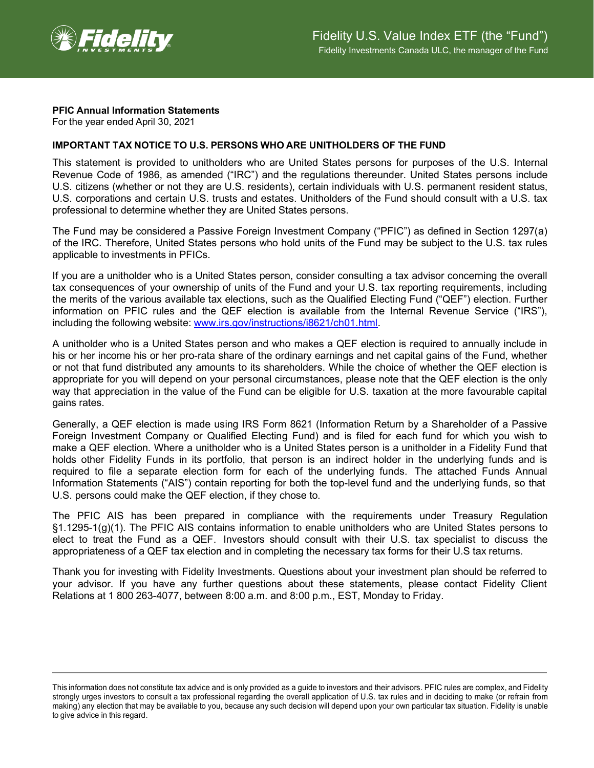Fidelity U.S. Value Index ETF (the "Fund")

Fidelity Investments Canada ULC, the manager of the Fund

**PFIC Annual Information Statements**
For the year ended April 30, 2021

**IMPORTANT TAX NOTICE TO U.S. PERSONS WHO ARE UNITHOLDERS OF THE FUND**

This statement is provided to unitholders who are United States persons for purposes of the U.S. Internal Revenue Code of 1986, as amended ("IRC") and the regulations thereunder. United States persons include U.S. citizens (whether or not they are U.S. residents), certain individuals with U.S. permanent resident status, U.S. corporations and certain U.S. trusts and estates. Unitholders of the Fund should consult with a U.S. tax professional to determine whether they are United States persons.

The Fund may be considered a Passive Foreign Investment Company ("PFIC") as defined in Section 1297(a) of the IRC. Therefore, United States persons who hold units of the Fund may be subject to the U.S. tax rules applicable to investments in PFICs.

If you are a unitholder who is a United States person, consider consulting a tax advisor concerning the overall tax consequences of your ownership of units of the Fund and your U.S. tax reporting requirements, including the merits of the various available tax elections, such as the Qualified Electing Fund ("QEF") election. Further information on PFIC rules and the QEF election is available from the Internal Revenue Service ("IRS"), including the following website: [www.irs.gov/instructions/i8621/ch01.html](http://www.irs.gov/instructions/i8621/ch01.html).

A unitholder who is a United States person and who makes a QEF election is required to annually include in his or her income his or her pro-rata share of the ordinary earnings and net capital gains of the Fund, whether or not that fund distributed any amounts to its shareholders. While the choice of whether the QEF election is appropriate for you will depend on your personal circumstances, please note that the QEF election is the only way that appreciation in the value of the Fund can be eligible for U.S. taxation at the more favourable capital gains rates.

Generally, a QEF election is made using IRS Form 8621 (Information Return by a Shareholder of a Passive Foreign Investment Company or Qualified Electing Fund) and is filed for each fund for which you wish to make a QEF election. Where a unitholder who is a United States person is a unitholder in a Fidelity Fund that holds other Fidelity Funds in its portfolio, that person is an indirect holder in the underlying funds and is required to file a separate election form for each of the underlying funds. The attached Funds Annual Information Statements ("AIS") contain reporting for both the top-level fund and the underlying funds, so that U.S. persons could make the QEF election, if they chose to.

The PFIC AIS has been prepared in compliance with the requirements under Treasury Regulation §1.1295-1(g)(1). The PFIC AIS contains information to enable unitholders who are United States persons to elect to treat the Fund as a QEF. Investors should consult with their U.S. tax specialist to discuss the appropriateness of a QEF tax election and in completing the necessary tax forms for their U.S tax returns.

Thank you for investing with Fidelity Investments. Questions about your investment plan should be referred to your advisor. If you have any further questions about these statements, please contact Fidelity Client Relations at 1 800 263-4077, between 8:00 a.m. and 8:00 p.m., EST, Monday to Friday.

---

This information does not constitute tax advice and is only provided as a guide to investors and their advisors. PFIC rules are complex, and Fidelity strongly urges investors to consult a tax professional regarding the overall application of U.S. tax rules and in deciding to make (or refrain from making) any election that may be available to you, because any such decision will depend upon your own particular tax situation. Fidelity is unable to give advice in this regard.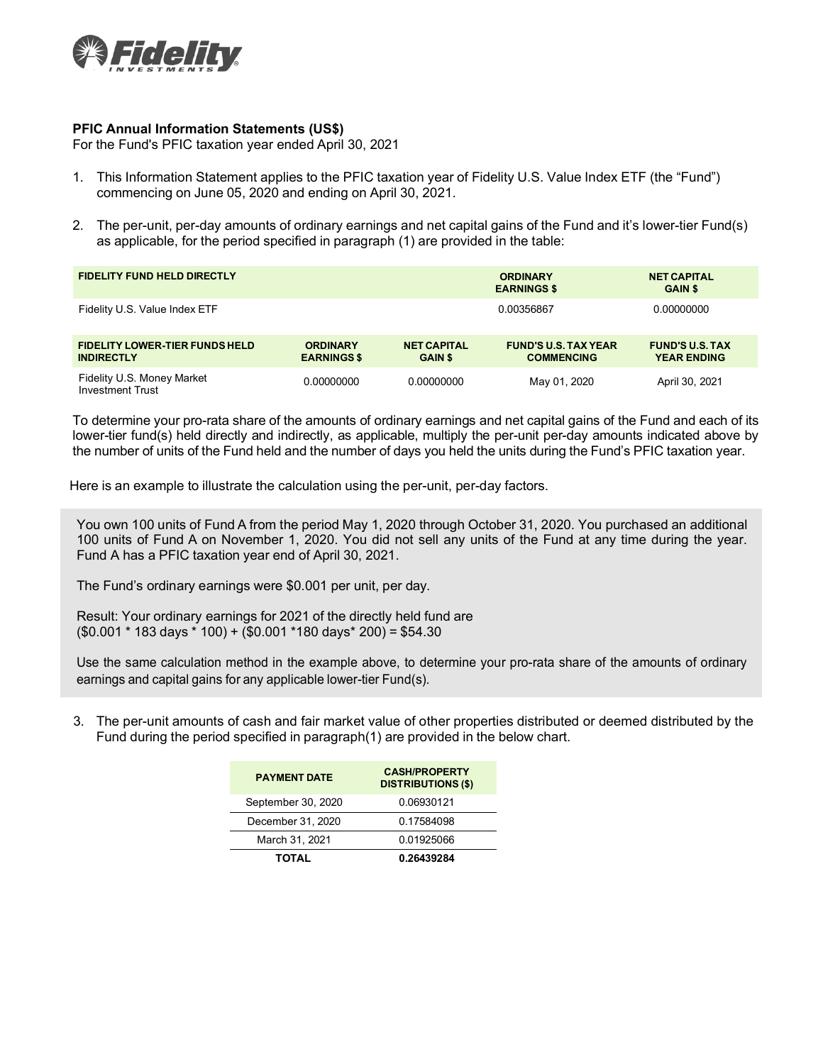**PFIC Annual Information Statements (US$)**
For the Fund's PFIC taxation year ended April 30, 2021

1. This Information Statement applies to the PFIC taxation year of Fidelity U.S. Value Index ETF (the "Fund") commencing on June 05, 2020 and ending on April 30, 2021.

2. The per-unit, per-day amounts of ordinary earnings and net capital gains of the Fund and it's lower-tier Fund(s) as applicable, for the period specified in paragraph (1) are provided in the table:

| FIDELITY FUND HELD DIRECTLY | ORDINARY EARNINGS $ | NET CAPITAL GAIN $ |
|---|---|---|
| Fidelity U.S. Value Index ETF | 0.00356867 | 0.00000000 |

| FIDELITY LOWER-TIER FUNDS HELD INDIRECTLY | ORDINARY EARNINGS $ | NET CAPITAL GAIN $ | FUND'S U.S. TAX YEAR COMMENCING | FUND'S U.S. TAX YEAR ENDING |
|---|---|---|---|---|
| Fidelity U.S. Money Market Investment Trust | 0.00000000 | 0.00000000 | May 01, 2020 | April 30, 2021 |

To determine your pro-rata share of the amounts of ordinary earnings and net capital gains of the Fund and each of its lower-tier fund(s) held directly and indirectly, as applicable, multiply the per-unit per-day amounts indicated above by the number of units of the Fund held and the number of days you held the units during the Fund's PFIC taxation year.

Here is an example to illustrate the calculation using the per-unit, per-day factors.

You own 100 units of Fund A from the period May 1, 2020 through October 31, 2020. You purchased an additional 100 units of Fund A on November 1, 2020. You did not sell any units of the Fund at any time during the year. Fund A has a PFIC taxation year end of April 30, 2021.

The Fund's ordinary earnings were $0.001 per unit, per day.

Result: Your ordinary earnings for 2021 of the directly held fund are
($0.001 * 183 days * 100) + ($0.001 *180 days* 200) = $54.30

Use the same calculation method in the example above, to determine your pro-rata share of the amounts of ordinary earnings and capital gains for any applicable lower-tier Fund(s).

3. The per-unit amounts of cash and fair market value of other properties distributed or deemed distributed by the Fund during the period specified in paragraph(1) are provided in the below chart.

| PAYMENT DATE | CASH/PROPERTY DISTRIBUTIONS ($) |
|---|---|
| September 30, 2020 | 0.06930121 |
| December 31, 2020 | 0.17584098 |
| March 31, 2021 | 0.01925066 |
| **TOTAL** | **0.26439284** |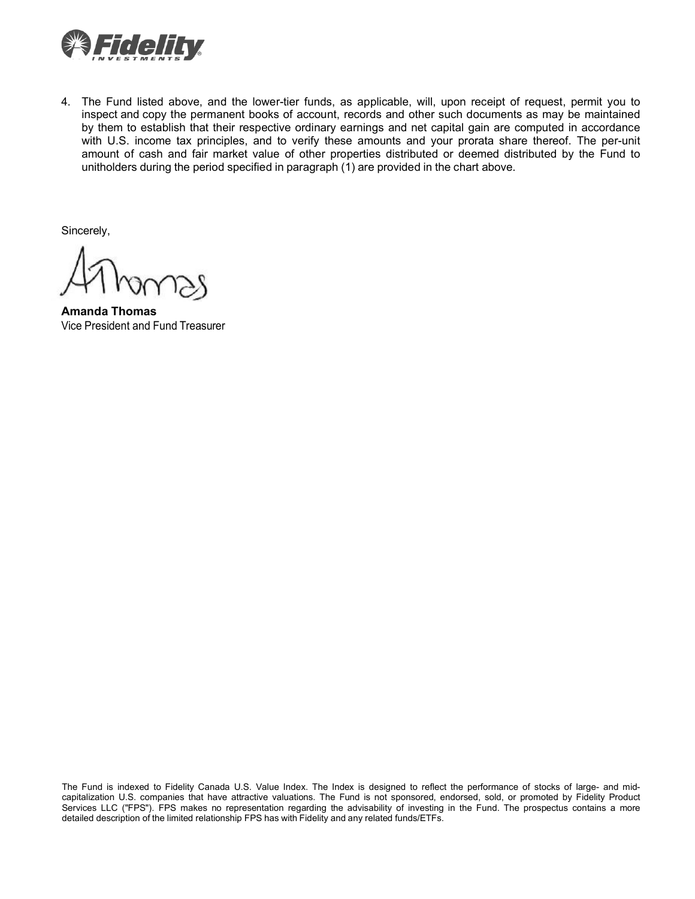4. The Fund listed above, and the lower-tier funds, as applicable, will, upon receipt of request, permit you to inspect and copy the permanent books of account, records and other such documents as may be maintained by them to establish that their respective ordinary earnings and net capital gain are computed in accordance with U.S. income tax principles, and to verify these amounts and your prorata share thereof. The per-unit amount of cash and fair market value of other properties distributed or deemed distributed by the Fund to unitholders during the period specified in paragraph (1) are provided in the chart above.

Sincerely,

**Amanda Thomas**
Vice President and Fund Treasurer

The Fund is indexed to Fidelity Canada U.S. Value Index. The Index is designed to reflect the performance of stocks of large- and mid-capitalization U.S. companies that have attractive valuations. The Fund is not sponsored, endorsed, sold, or promoted by Fidelity Product Services LLC ("FPS"). FPS makes no representation regarding the advisability of investing in the Fund. The prospectus contains a more detailed description of the limited relationship FPS has with Fidelity and any related funds/ETFs.